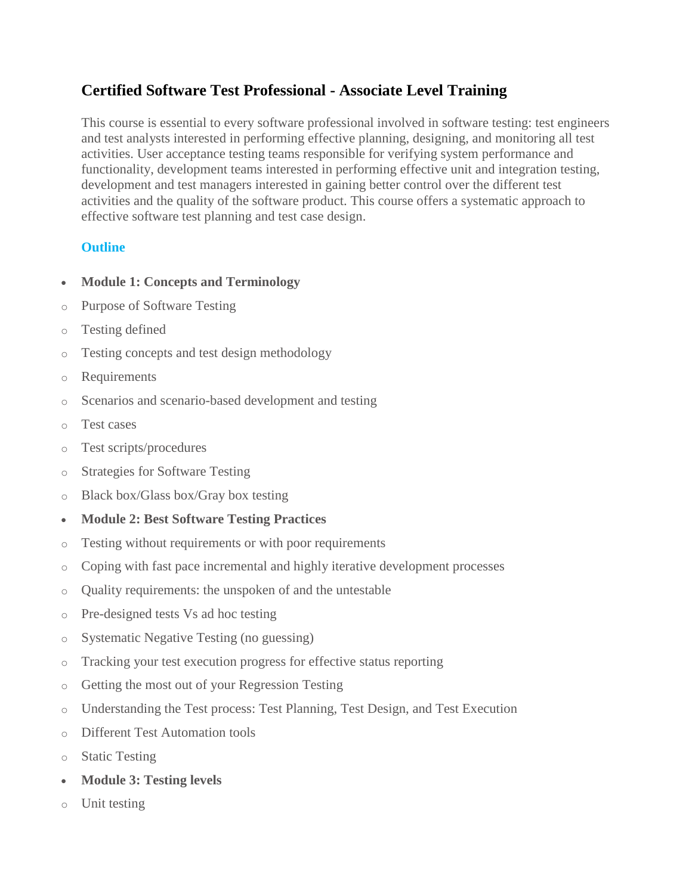# Certified Software Test Professional - Associate Level Training

This course is essential to every software professional involved in software testing: test engineers and test analysts interested in performing effective planning, designing, and monitoring all test activities. User acceptance testing teams responsible for verifying system performance and functionality, development teams interested in performing effective unit and integration testing, development and test managers interested in gaining better control over the different test activities and the quality of the software product. This course offers a systematic approach to effective software test planning and test case design.

## Outline

- **Module 1: Concepts and Terminology**
  - Purpose of Software Testing
  - Testing defined
  - Testing concepts and test design methodology
  - Requirements
  - Scenarios and scenario-based development and testing
  - Test cases
  - Test scripts/procedures
  - Strategies for Software Testing
  - Black box/Glass box/Gray box testing
- **Module 2: Best Software Testing Practices**
  - Testing without requirements or with poor requirements
  - Coping with fast pace incremental and highly iterative development processes
  - Quality requirements: the unspoken of and the untestable
  - Pre-designed tests Vs ad hoc testing
  - Systematic Negative Testing (no guessing)
  - Tracking your test execution progress for effective status reporting
  - Getting the most out of your Regression Testing
  - Understanding the Test process: Test Planning, Test Design, and Test Execution
  - Different Test Automation tools
  - Static Testing
- **Module 3: Testing levels**
  - Unit testing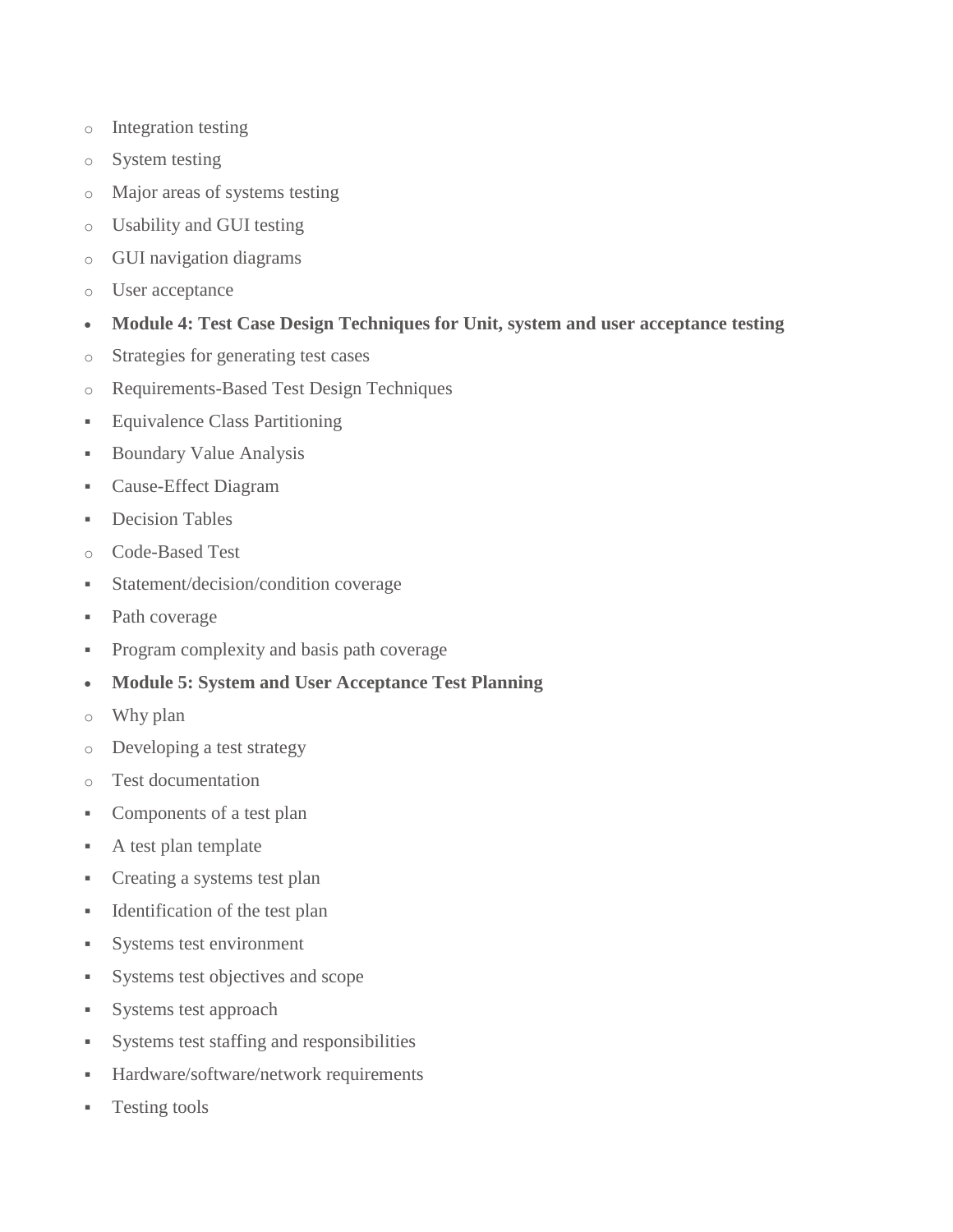- Integration testing
  - System testing
  - Major areas of systems testing
  - Usability and GUI testing
  - GUI navigation diagrams
  - User acceptance
- **Module 4: Test Case Design Techniques for Unit, system and user acceptance testing**
  - Strategies for generating test cases
  - Requirements-Based Test Design Techniques
    - Equivalence Class Partitioning
    - Boundary Value Analysis
    - Cause-Effect Diagram
    - Decision Tables
  - Code-Based Test
    - Statement/decision/condition coverage
    - Path coverage
    - Program complexity and basis path coverage
- **Module 5: System and User Acceptance Test Planning**
  - Why plan
  - Developing a test strategy
  - Test documentation
    - Components of a test plan
    - A test plan template
    - Creating a systems test plan
    - Identification of the test plan
    - Systems test environment
    - Systems test objectives and scope
    - Systems test approach
    - Systems test staffing and responsibilities
    - Hardware/software/network requirements
    - Testing tools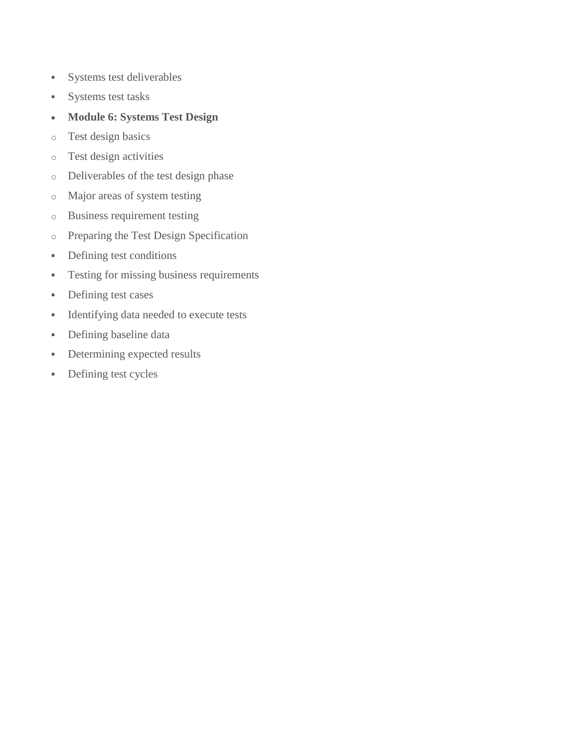- Systems test deliverables
    - Systems test tasks
- **Module 6: Systems Test Design**
  - Test design basics
  - Test design activities
  - Deliverables of the test design phase
  - Major areas of system testing
  - Business requirement testing
  - Preparing the Test Design Specification
    - Defining test conditions
    - Testing for missing business requirements
    - Defining test cases
    - Identifying data needed to execute tests
    - Defining baseline data
    - Determining expected results
    - Defining test cycles